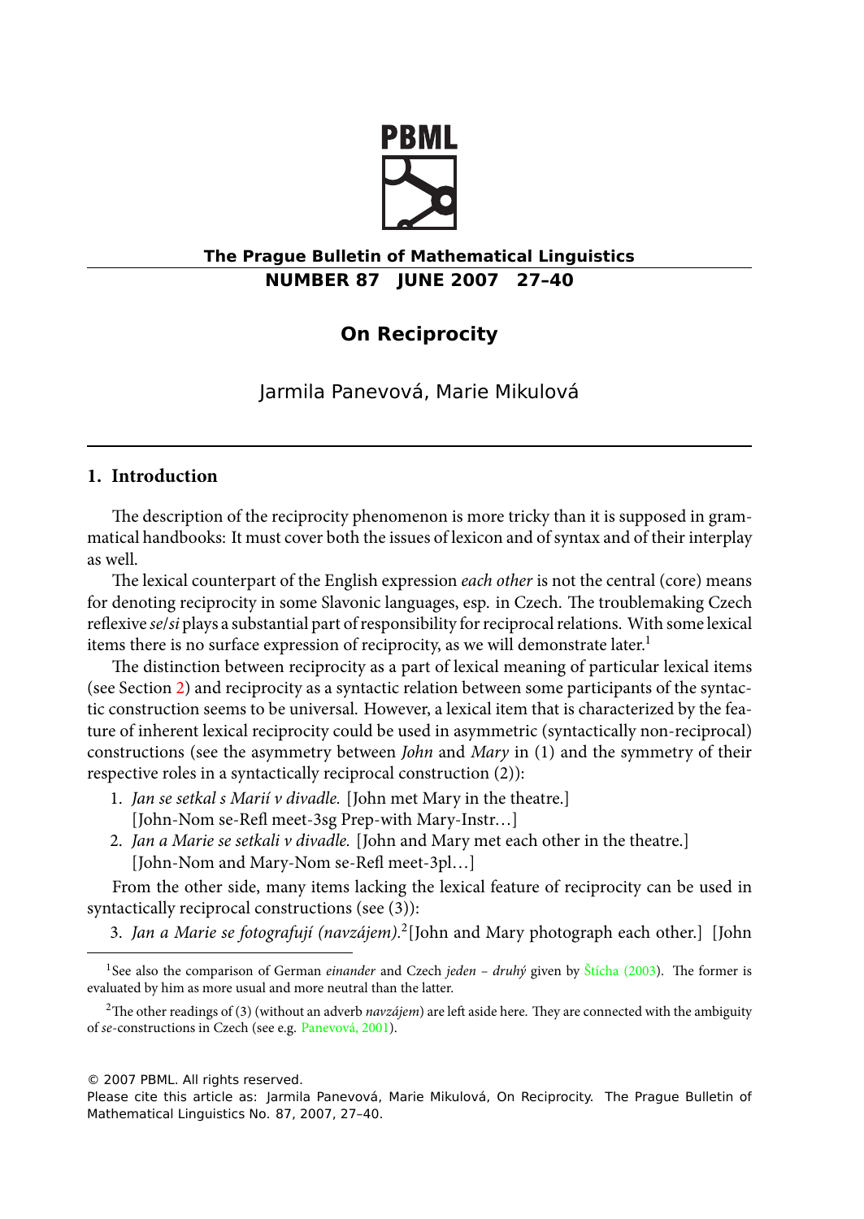# On Reciprocity

Jarmila Panevová, Marie Mikulová

## 1. Introduction

The description of the reciprocity phenomenon is more tricky than it is supposed in grammatical handbooks: It must cover both the issues of lexicon and of syntax and of their interplay as well.

The lexical counterpart of the English expression *each other* is not the central (core) means for denoting reciprocity in some Slavonic languages, esp. in Czech. The troublemaking Czech reflexive *se*/*si* plays a substantial part of responsibility for reciprocal relations. With some lexical items there is no surface expression of reciprocity, as we will demonstrate later.[1]

The distinction between reciprocity as a part of lexical meaning of particular lexical items (see Section 2) and reciprocity as a syntactic relation between some participants of the syntactic construction seems to be universal. However, a lexical item that is characterized by the feature of inherent lexical reciprocity could be used in asymmetric (syntactically non-reciprocal) constructions (see the asymmetry between *John* and *Mary* in (1) and the symmetry of their respective roles in a syntactically reciprocal construction (2)):

1. *Jan se setkal s Marií v divadle.* [John met Mary in the theatre.]
   [John-Nom se-Refl meet-3sg Prep-with Mary-Instr…]
2. *Jan a Marie se setkali v divadle.* [John and Mary met each other in the theatre.]
   [John-Nom and Mary-Nom se-Refl meet-3pl…]

From the other side, many items lacking the lexical feature of reciprocity can be used in syntactically reciprocal constructions (see (3)):

3. *Jan a Marie se fotografují (navzájem).*[2][John and Mary photograph each other.] [John

---

[1] See also the comparison of German *einander* and Czech *jeden – druhý* given by Štícha (2003). The former is evaluated by him as more usual and more neutral than the latter.

[2] The other readings of (3) (without an adverb *navzájem*) are left aside here. They are connected with the ambiguity of *se*-constructions in Czech (see e.g. Panevová, 2001).

© 2007 PBML. All rights reserved.

Please cite this article as: Jarmila Panevová, Marie Mikulová, On Reciprocity. The Prague Bulletin of Mathematical Linguistics No. 87, 2007, 27–40.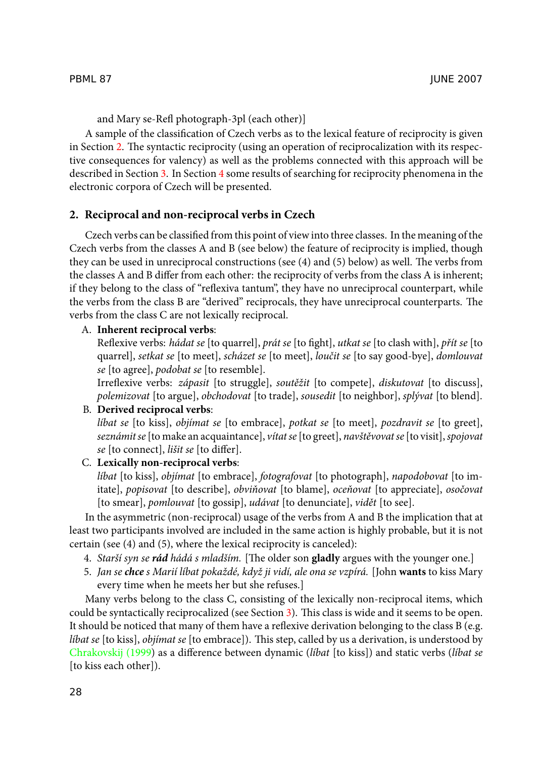and Mary se-Refl photograph-3pl (each other)]

A sample of the classification of Czech verbs as to the lexical feature of reciprocity is given in Section 2. The syntactic reciprocity (using an operation of reciprocalization with its respective consequences for valency) as well as the problems connected with this approach will be described in Section 3. In Section 4 some results of searching for reciprocity phenomena in the electronic corpora of Czech will be presented.

## 2. Reciprocal and non-reciprocal verbs in Czech

Czech verbs can be classified from this point of view into three classes. In the meaning of the Czech verbs from the classes A and B (see below) the feature of reciprocity is implied, though they can be used in unreciprocal constructions (see (4) and (5) below) as well. The verbs from the classes A and B differ from each other: the reciprocity of verbs from the class A is inherent; if they belong to the class of "reflexiva tantum", they have no unreciprocal counterpart, while the verbs from the class B are "derived" reciprocals, they have unreciprocal counterparts. The verbs from the class C are not lexically reciprocal.

A. **Inherent reciprocal verbs**:
   Reflexive verbs: *hádat se* [to quarrel], *prát se* [to fight], *utkat se* [to clash with], *přít se* [to quarrel], *setkat se* [to meet], *scházet se* [to meet], *loučit se* [to say good-bye], *domlouvat se* [to agree], *podobat se* [to resemble].
   Irreflexive verbs: *zápasit* [to struggle], *soutěžit* [to compete], *diskutovat* [to discuss], *polemizovat* [to argue], *obchodovat* [to trade], *sousedit* [to neighbor], *splývat* [to blend].

B. **Derived reciprocal verbs**:
   *líbat se* [to kiss], *objímat se* [to embrace], *potkat se* [to meet], *pozdravit se* [to greet], *seznámit se* [to make an acquaintance], *vítat se* [to greet], *navštěvovat se* [to visit], *spojovat se* [to connect], *lišit se* [to differ].

C. **Lexically non-reciprocal verbs**:
   *líbat* [to kiss], *objímat* [to embrace], *fotografovat* [to photograph], *napodobovat* [to imitate], *popisovat* [to describe], *obviňovat* [to blame], *oceňovat* [to appreciate], *osočovat* [to smear], *pomlouvat* [to gossip], *udávat* [to denunciate], *vidět* [to see].

In the asymmetric (non-reciprocal) usage of the verbs from A and B the implication that at least two participants involved are included in the same action is highly probable, but it is not certain (see (4) and (5), where the lexical reciprocity is canceled):

4. *Starší syn se* ***rád*** *hádá s mladším.* [The older son **gladly** argues with the younger one.]
5. *Jan se* ***chce*** *s Marií líbat pokaždé, když ji vidí, ale ona se vzpírá.* [John **wants** to kiss Mary every time when he meets her but she refuses.]

Many verbs belong to the class C, consisting of the lexically non-reciprocal items, which could be syntactically reciprocalized (see Section 3). This class is wide and it seems to be open. It should be noticed that many of them have a reflexive derivation belonging to the class B (e.g. *líbat se* [to kiss], *objímat se* [to embrace]). This step, called by us a derivation, is understood by Chrakovskij (1999) as a difference between dynamic (*líbat* [to kiss]) and static verbs (*líbat se* [to kiss each other]).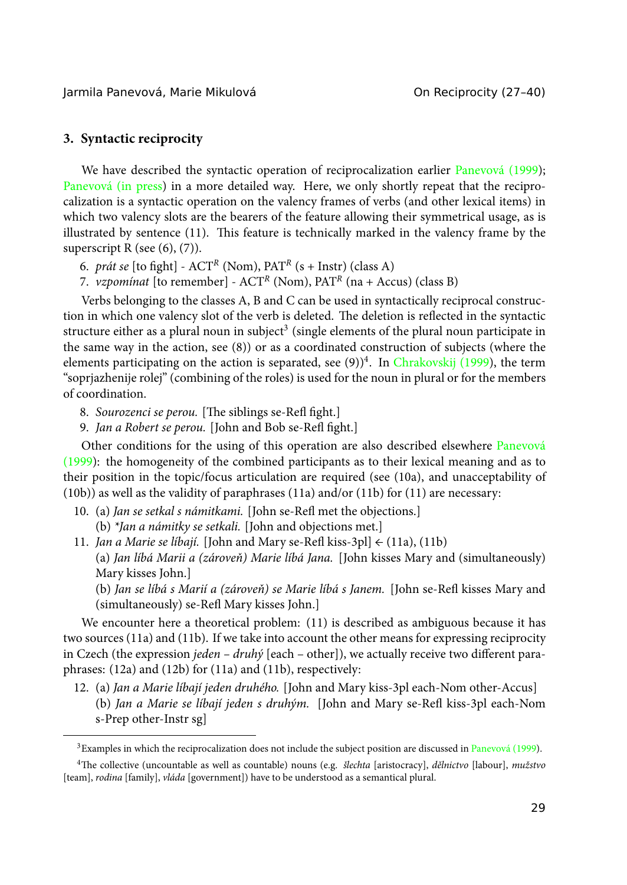## 3. Syntactic reciprocity

We have described the syntactic operation of reciprocalization earlier Panevová (1999); Panevová (in press) in a more detailed way. Here, we only shortly repeat that the reciprocalization is a syntactic operation on the valency frames of verbs (and other lexical items) in which two valency slots are the bearers of the feature allowing their symmetrical usage, as is illustrated by sentence (11). This feature is technically marked in the valency frame by the superscript R (see (6), (7)).

6. *prát se* [to fight] - $\text{ACT}^R$ (Nom), $\text{PAT}^R$ (s + Instr) (class A)
7. *vzpomínat* [to remember] - $\text{ACT}^R$ (Nom), $\text{PAT}^R$ (na + Accus) (class B)

Verbs belonging to the classes A, B and C can be used in syntactically reciprocal construction in which one valency slot of the verb is deleted. The deletion is reflected in the syntactic structure either as a plural noun in subject[3] (single elements of the plural noun participate in the same way in the action, see (8)) or as a coordinated construction of subjects (where the elements participating on the action is separated, see (9))[4]. In Chrakovskij (1999), the term "soprjazhenije rolej" (combining of the roles) is used for the noun in plural or for the members of coordination.

8. *Sourozenci se perou.* [The siblings se-Refl fight.]
9. *Jan a Robert se perou.* [John and Bob se-Refl fight.]

Other conditions for the using of this operation are also described elsewhere Panevová (1999): the homogeneity of the combined participants as to their lexical meaning and as to their position in the topic/focus articulation are required (see (10a), and unacceptability of (10b)) as well as the validity of paraphrases (11a) and/or (11b) for (11) are necessary:

10. (a) *Jan se setkal s námitkami.* [John se-Refl met the objections.]
    (b) *\*Jan a námitky se setkali.* [John and objections met.]
11. *Jan a Marie se líbají.* [John and Mary se-Refl kiss-3pl] ← (11a), (11b)
    (a) *Jan líbá Marii a (zároveň) Marie líbá Jana.* [John kisses Mary and (simultaneously) Mary kisses John.]
    (b) *Jan se líbá s Marií a (zároveň) se Marie líbá s Janem.* [John se-Refl kisses Mary and (simultaneously) se-Refl Mary kisses John.]

We encounter here a theoretical problem: (11) is described as ambiguous because it has two sources (11a) and (11b). If we take into account the other means for expressing reciprocity in Czech (the expression *jeden – druhý* [each – other]), we actually receive two different paraphrases: (12a) and (12b) for (11a) and (11b), respectively:

12. (a) *Jan a Marie líbají jeden druhého.* [John and Mary kiss-3pl each-Nom other-Accus]
    (b) *Jan a Marie se líbají jeden s druhým.* [John and Mary se-Refl kiss-3pl each-Nom s-Prep other-Instr sg]

---

[3] Examples in which the reciprocalization does not include the subject position are discussed in Panevová (1999).

[4] The collective (uncountable as well as countable) nouns (e.g. *šlechta* [aristocracy], *dělnictvo* [labour], *mužstvo* [team], *rodina* [family], *vláda* [government]) have to be understood as a semantical plural.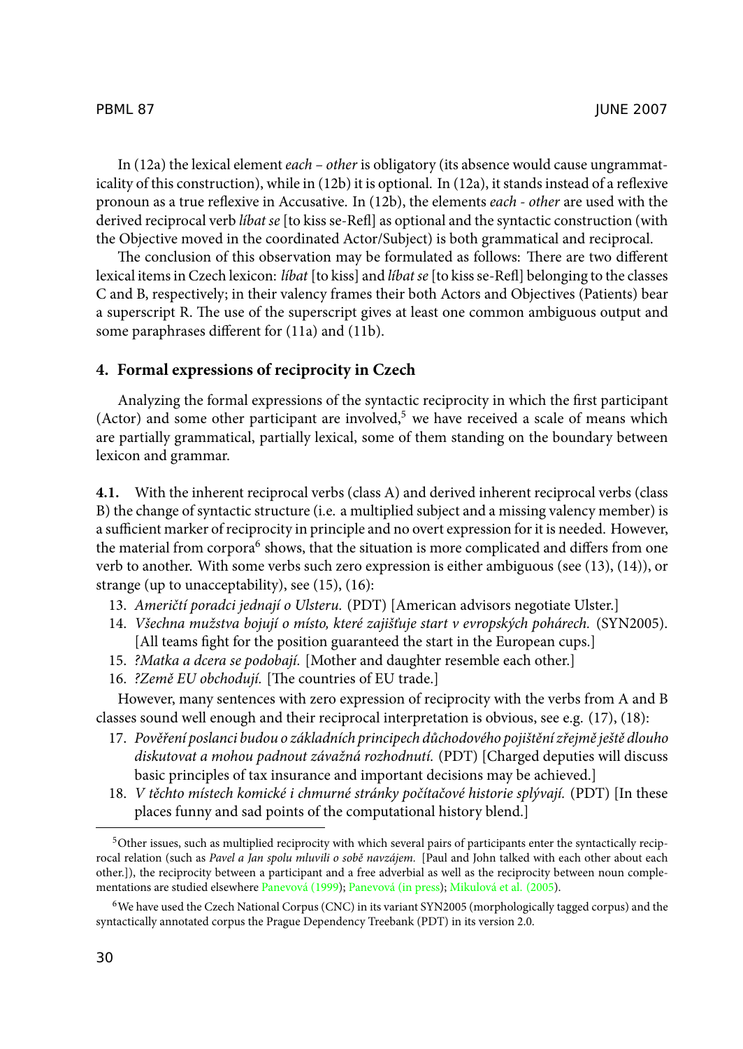In (12a) the lexical element *each – other* is obligatory (its absence would cause ungrammaticality of this construction), while in (12b) it is optional. In (12a), it stands instead of a reflexive pronoun as a true reflexive in Accusative. In (12b), the elements *each - other* are used with the derived reciprocal verb *líbat se* [to kiss se-Refl] as optional and the syntactic construction (with the Objective moved in the coordinated Actor/Subject) is both grammatical and reciprocal.

The conclusion of this observation may be formulated as follows: There are two different lexical items in Czech lexicon: *líbat* [to kiss] and *líbat se* [to kiss se-Refl] belonging to the classes C and B, respectively; in their valency frames their both Actors and Objectives (Patients) bear a superscript R. The use of the superscript gives at least one common ambiguous output and some paraphrases different for (11a) and (11b).

## 4. Formal expressions of reciprocity in Czech

Analyzing the formal expressions of the syntactic reciprocity in which the first participant (Actor) and some other participant are involved,[5] we have received a scale of means which are partially grammatical, partially lexical, some of them standing on the boundary between lexicon and grammar.

**4.1.** With the inherent reciprocal verbs (class A) and derived inherent reciprocal verbs (class B) the change of syntactic structure (i.e. a multiplied subject and a missing valency member) is a sufficient marker of reciprocity in principle and no overt expression for it is needed. However, the material from corpora[6] shows, that the situation is more complicated and differs from one verb to another. With some verbs such zero expression is either ambiguous (see (13), (14)), or strange (up to unacceptability), see (15), (16):

13. *Američtí poradci jednají o Ulsteru.* (PDT) [American advisors negotiate Ulster.]
14. *Všechna mužstva bojují o místo, které zajišťuje start v evropských pohárech.* (SYN2005). [All teams fight for the position guaranteed the start in the European cups.]
15. *?Matka a dcera se podobají.* [Mother and daughter resemble each other.]
16. *?Země EU obchodují.* [The countries of EU trade.]

However, many sentences with zero expression of reciprocity with the verbs from A and B classes sound well enough and their reciprocal interpretation is obvious, see e.g. (17), (18):

17. *Pověření poslanci budou o základních principech důchodového pojištění zřejmě ještě dlouho diskutovat a mohou padnout závažná rozhodnutí.* (PDT) [Charged deputies will discuss basic principles of tax insurance and important decisions may be achieved.]
18. *V těchto místech komické i chmurné stránky počítačové historie splývají.* (PDT) [In these places funny and sad points of the computational history blend.]

---

[5] Other issues, such as multiplied reciprocity with which several pairs of participants enter the syntactically reciprocal relation (such as *Pavel a Jan spolu mluvili o sobě navzájem.* [Paul and John talked with each other about each other.]), the reciprocity between a participant and a free adverbial as well as the reciprocity between noun complementations are studied elsewhere Panevová (1999); Panevová (in press); Mikulová et al. (2005).

[6] We have used the Czech National Corpus (CNC) in its variant SYN2005 (morphologically tagged corpus) and the syntactically annotated corpus the Prague Dependency Treebank (PDT) in its version 2.0.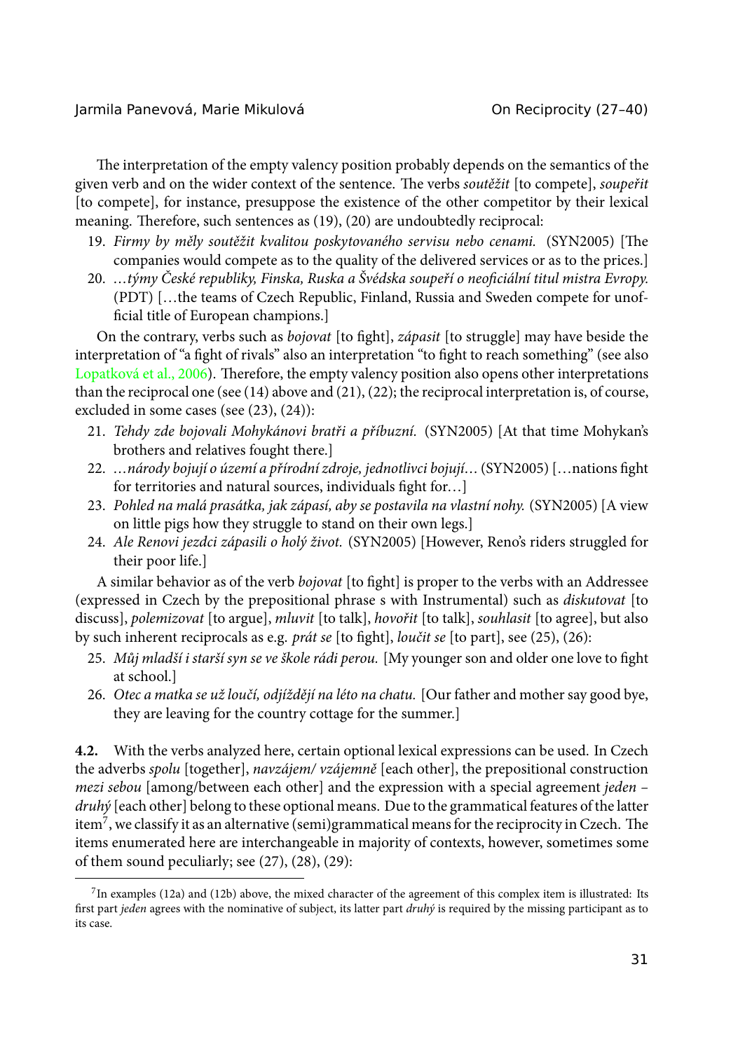The interpretation of the empty valency position probably depends on the semantics of the given verb and on the wider context of the sentence. The verbs *soutěžit* [to compete], *soupeřit* [to compete], for instance, presuppose the existence of the other competitor by their lexical meaning. Therefore, such sentences as (19), (20) are undoubtedly reciprocal:

19. *Firmy by měly soutěžit kvalitou poskytovaného servisu nebo cenami.* (SYN2005) [The companies would compete as to the quality of the delivered services or as to the prices.]
20. *…týmy České republiky, Finska, Ruska a Švédska soupeří o neoficiální titul mistra Evropy.* (PDT) […the teams of Czech Republic, Finland, Russia and Sweden compete for unofficial title of European champions.]

On the contrary, verbs such as *bojovat* [to fight], *zápasit* [to struggle] may have beside the interpretation of "a fight of rivals" also an interpretation "to fight to reach something" (see also Lopatková et al., 2006). Therefore, the empty valency position also opens other interpretations than the reciprocal one (see (14) above and (21), (22); the reciprocal interpretation is, of course, excluded in some cases (see (23), (24)):

21. *Tehdy zde bojovali Mohykánovi bratři a příbuzní.* (SYN2005) [At that time Mohykan's brothers and relatives fought there.]
22. *…národy bojují o území a přírodní zdroje, jednotlivci bojují…* (SYN2005) […nations fight for territories and natural sources, individuals fight for…]
23. *Pohled na malá prasátka, jak zápasí, aby se postavila na vlastní nohy.* (SYN2005) [A view on little pigs how they struggle to stand on their own legs.]
24. *Ale Renovi jezdci zápasili o holý život.* (SYN2005) [However, Reno's riders struggled for their poor life.]

A similar behavior as of the verb *bojovat* [to fight] is proper to the verbs with an Addressee (expressed in Czech by the prepositional phrase s with Instrumental) such as *diskutovat* [to discuss], *polemizovat* [to argue], *mluvit* [to talk], *hovořit* [to talk], *souhlasit* [to agree], but also by such inherent reciprocals as e.g. *prát se* [to fight], *loučit se* [to part], see (25), (26):

25. *Můj mladší i starší syn se ve škole rádi perou.* [My younger son and older one love to fight at school.]
26. *Otec a matka se už loučí, odjíždějí na léto na chatu.* [Our father and mother say good bye, they are leaving for the country cottage for the summer.]

**4.2.** With the verbs analyzed here, certain optional lexical expressions can be used. In Czech the adverbs *spolu* [together], *navzájem/ vzájemně* [each other], the prepositional construction *mezi sebou* [among/between each other] and the expression with a special agreement *jeden – druhý* [each other] belong to these optional means. Due to the grammatical features of the latter item[7], we classify it as an alternative (semi)grammatical means for the reciprocity in Czech. The items enumerated here are interchangeable in majority of contexts, however, sometimes some of them sound peculiarly; see (27), (28), (29):

[7] In examples (12a) and (12b) above, the mixed character of the agreement of this complex item is illustrated: Its first part *jeden* agrees with the nominative of subject, its latter part *druhý* is required by the missing participant as to its case.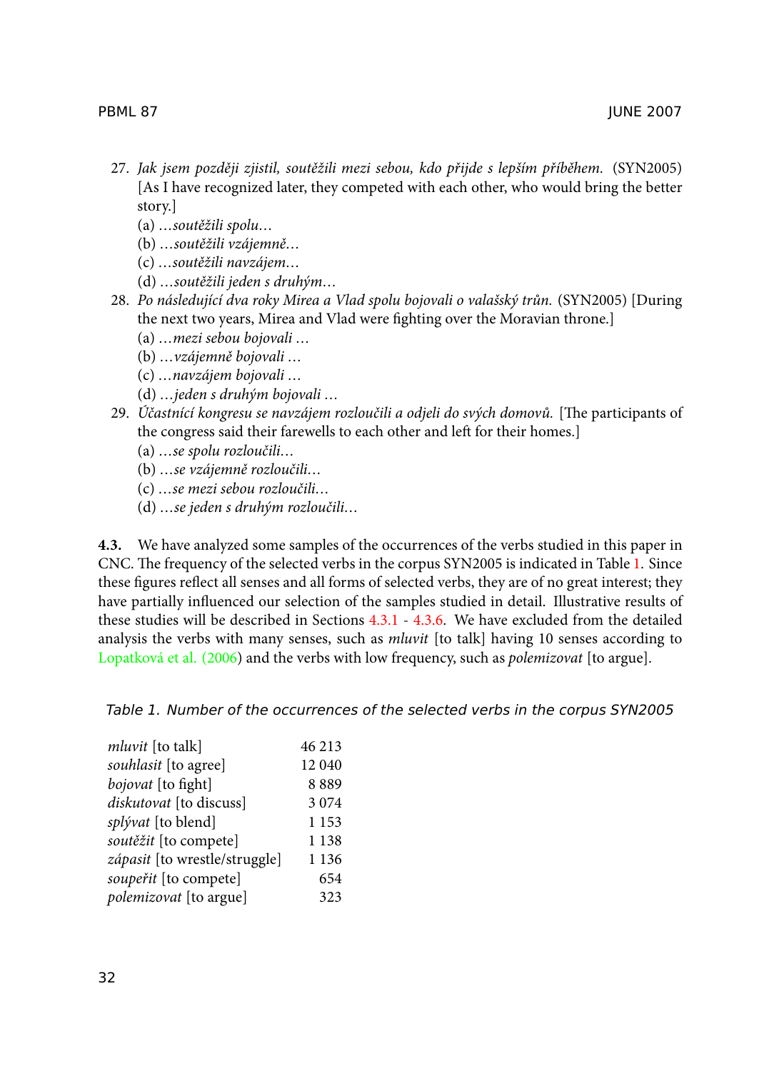27. *Jak jsem později zjistil, soutěžili mezi sebou, kdo přijde s lepším příběhem.* (SYN2005) [As I have recognized later, they competed with each other, who would bring the better story.]
    (a) *…soutěžili spolu…*
    (b) *…soutěžili vzájemně…*
    (c) *…soutěžili navzájem…*
    (d) *…soutěžili jeden s druhým…*
28. *Po následující dva roky Mirea a Vlad spolu bojovali o valašský trůn.* (SYN2005) [During the next two years, Mirea and Vlad were fighting over the Moravian throne.]
    (a) *…mezi sebou bojovali …*
    (b) *…vzájemně bojovali …*
    (c) *…navzájem bojovali …*
    (d) *…jeden s druhým bojovali …*
29. *Účastnící kongresu se navzájem rozloučili a odjeli do svých domovů.* [The participants of the congress said their farewells to each other and left for their homes.]
    (a) *…se spolu rozloučili…*
    (b) *…se vzájemně rozloučili…*
    (c) *…se mezi sebou rozloučili…*
    (d) *…se jeden s druhým rozloučili…*

**4.3.** We have analyzed some samples of the occurrences of the verbs studied in this paper in CNC. The frequency of the selected verbs in the corpus SYN2005 is indicated in Table 1. Since these figures reflect all senses and all forms of selected verbs, they are of no great interest; they have partially influenced our selection of the samples studied in detail. Illustrative results of these studies will be described in Sections 4.3.1 - 4.3.6. We have excluded from the detailed analysis the verbs with many senses, such as *mluvit* [to talk] having 10 senses according to Lopatková et al. (2006) and the verbs with low frequency, such as *polemizovat* [to argue].

*Table 1. Number of the occurrences of the selected verbs in the corpus SYN2005*

| Verb | Occurrences |
|---|---|
| *mluvit* [to talk] | 46 213 |
| *souhlasit* [to agree] | 12 040 |
| *bojovat* [to fight] | 8 889 |
| *diskutovat* [to discuss] | 3 074 |
| *splývat* [to blend] | 1 153 |
| *soutěžit* [to compete] | 1 138 |
| *zápasit* [to wrestle/struggle] | 1 136 |
| *soupeřit* [to compete] | 654 |
| *polemizovat* [to argue] | 323 |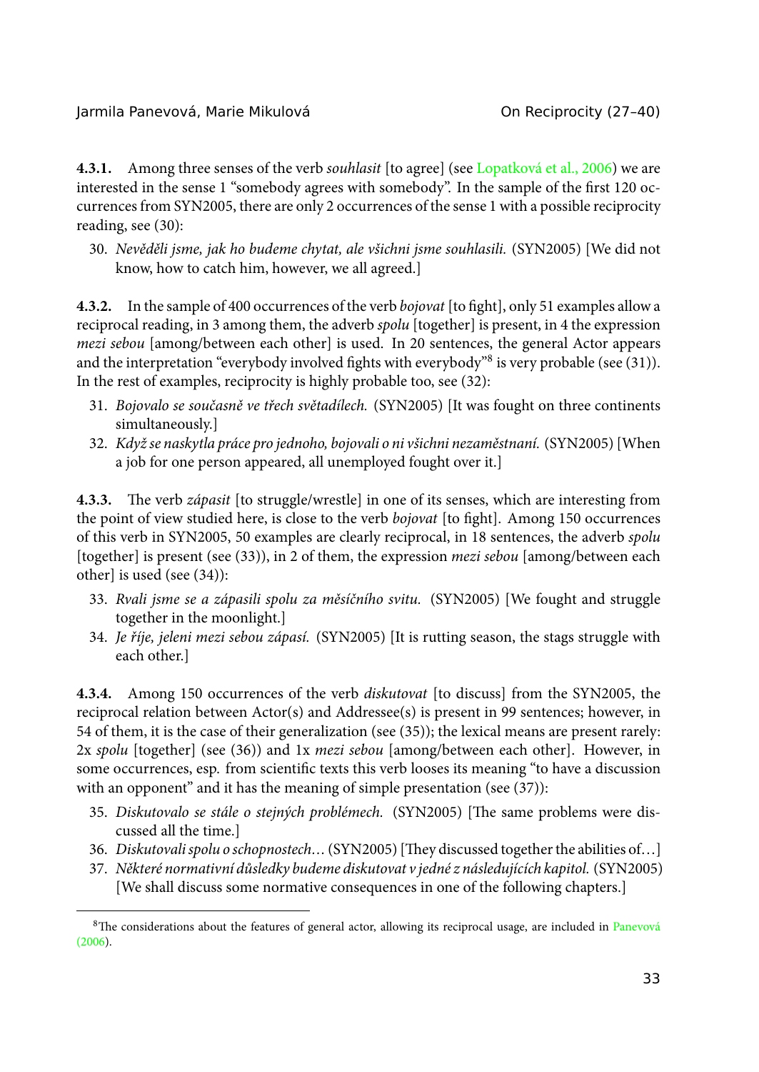**4.3.1.** Among three senses of the verb *souhlasit* [to agree] (see Lopatková et al., 2006) we are interested in the sense 1 "somebody agrees with somebody". In the sample of the first 120 occurrences from SYN2005, there are only 2 occurrences of the sense 1 with a possible reciprocity reading, see (30):

30. *Nevěděli jsme, jak ho budeme chytat, ale všichni jsme souhlasili.* (SYN2005) [We did not know, how to catch him, however, we all agreed.]

**4.3.2.** In the sample of 400 occurrences of the verb *bojovat* [to fight], only 51 examples allow a reciprocal reading, in 3 among them, the adverb *spolu* [together] is present, in 4 the expression *mezi sebou* [among/between each other] is used. In 20 sentences, the general Actor appears and the interpretation "everybody involved fights with everybody"[8] is very probable (see (31)). In the rest of examples, reciprocity is highly probable too, see (32):

31. *Bojovalo se současně ve třech světadílech.* (SYN2005) [It was fought on three continents simultaneously.]
32. *Když se naskytla práce pro jednoho, bojovali o ni všichni nezaměstnaní.* (SYN2005) [When a job for one person appeared, all unemployed fought over it.]

**4.3.3.** The verb *zápasit* [to struggle/wrestle] in one of its senses, which are interesting from the point of view studied here, is close to the verb *bojovat* [to fight]. Among 150 occurrences of this verb in SYN2005, 50 examples are clearly reciprocal, in 18 sentences, the adverb *spolu* [together] is present (see (33)), in 2 of them, the expression *mezi sebou* [among/between each other] is used (see (34)):

33. *Rvali jsme se a zápasili spolu za měsíčního svitu.* (SYN2005) [We fought and struggle together in the moonlight.]
34. *Je říje, jeleni mezi sebou zápasí.* (SYN2005) [It is rutting season, the stags struggle with each other.]

**4.3.4.** Among 150 occurrences of the verb *diskutovat* [to discuss] from the SYN2005, the reciprocal relation between Actor(s) and Addressee(s) is present in 99 sentences; however, in 54 of them, it is the case of their generalization (see (35)); the lexical means are present rarely: 2x *spolu* [together] (see (36)) and 1x *mezi sebou* [among/between each other]. However, in some occurrences, esp. from scientific texts this verb looses its meaning "to have a discussion with an opponent" and it has the meaning of simple presentation (see (37)):

35. *Diskutovalo se stále o stejných problémech.* (SYN2005) [The same problems were discussed all the time.]
36. *Diskutovali spolu o schopnostech…* (SYN2005) [They discussed together the abilities of…]
37. *Některé normativní důsledky budeme diskutovat v jedné z následujících kapitol.* (SYN2005) [We shall discuss some normative consequences in one of the following chapters.]

[8] The considerations about the features of general actor, allowing its reciprocal usage, are included in Panevová (2006).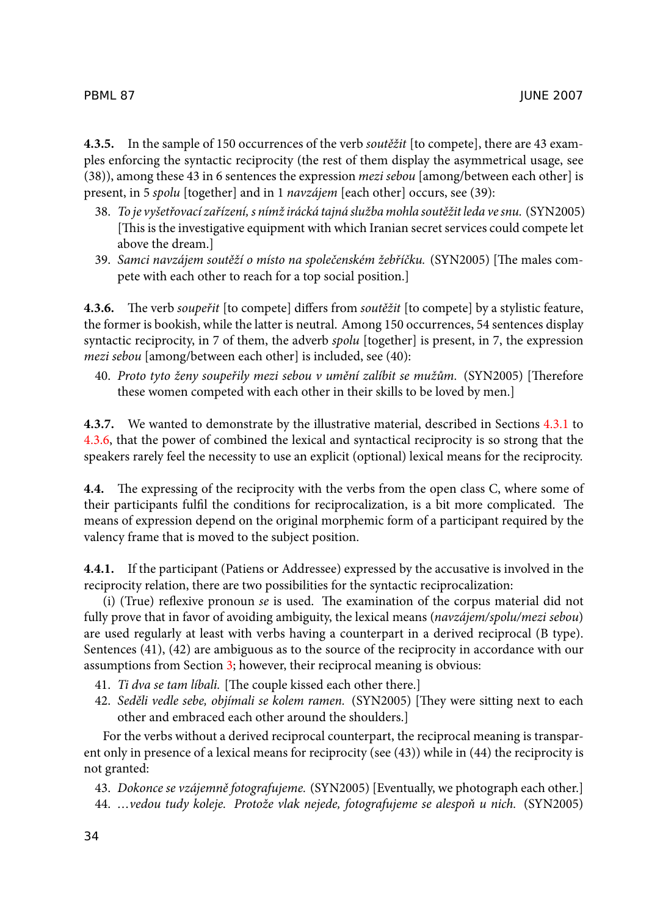**4.3.5.** In the sample of 150 occurrences of the verb *soutěžit* [to compete], there are 43 examples enforcing the syntactic reciprocity (the rest of them display the asymmetrical usage, see (38)), among these 43 in 6 sentences the expression *mezi sebou* [among/between each other] is present, in 5 *spolu* [together] and in 1 *navzájem* [each other] occurs, see (39):

38. *To je vyšetřovací zařízení, s nímž irácká tajná služba mohla soutěžit leda ve snu.* (SYN2005) [This is the investigative equipment with which Iranian secret services could compete let above the dream.]
39. *Samci navzájem soutěží o místo na společenském žebříčku.* (SYN2005) [The males compete with each other to reach for a top social position.]

**4.3.6.** The verb *soupeřit* [to compete] differs from *soutěžit* [to compete] by a stylistic feature, the former is bookish, while the latter is neutral. Among 150 occurrences, 54 sentences display syntactic reciprocity, in 7 of them, the adverb *spolu* [together] is present, in 7, the expression *mezi sebou* [among/between each other] is included, see (40):

40. *Proto tyto ženy soupeřily mezi sebou v umění zalíbit se mužům.* (SYN2005) [Therefore these women competed with each other in their skills to be loved by men.]

**4.3.7.** We wanted to demonstrate by the illustrative material, described in Sections 4.3.1 to 4.3.6, that the power of combined the lexical and syntactical reciprocity is so strong that the speakers rarely feel the necessity to use an explicit (optional) lexical means for the reciprocity.

**4.4.** The expressing of the reciprocity with the verbs from the open class C, where some of their participants fulfil the conditions for reciprocalization, is a bit more complicated. The means of expression depend on the original morphemic form of a participant required by the valency frame that is moved to the subject position.

**4.4.1.** If the participant (Patiens or Addressee) expressed by the accusative is involved in the reciprocity relation, there are two possibilities for the syntactic reciprocalization:

(i) (True) reflexive pronoun *se* is used. The examination of the corpus material did not fully prove that in favor of avoiding ambiguity, the lexical means (*navzájem/spolu/mezi sebou*) are used regularly at least with verbs having a counterpart in a derived reciprocal (B type). Sentences (41), (42) are ambiguous as to the source of the reciprocity in accordance with our assumptions from Section 3; however, their reciprocal meaning is obvious:

41. *Ti dva se tam líbali.* [The couple kissed each other there.]
42. *Seděli vedle sebe, objímali se kolem ramen.* (SYN2005) [They were sitting next to each other and embraced each other around the shoulders.]

For the verbs without a derived reciprocal counterpart, the reciprocal meaning is transparent only in presence of a lexical means for reciprocity (see (43)) while in (44) the reciprocity is not granted:

43. *Dokonce se vzájemně fotografujeme.* (SYN2005) [Eventually, we photograph each other.]
44. *…vedou tudy koleje. Protože vlak nejede, fotografujeme se alespoň u nich.* (SYN2005)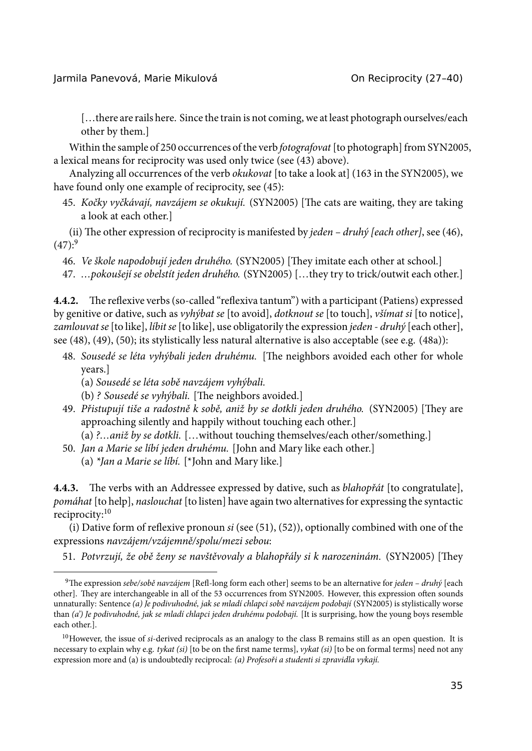[…there are rails here. Since the train is not coming, we at least photograph ourselves/each other by them.]

Within the sample of 250 occurrences of the verb *fotografovat* [to photograph] from SYN2005, a lexical means for reciprocity was used only twice (see (43) above).

Analyzing all occurrences of the verb *okukovat* [to take a look at] (163 in the SYN2005), we have found only one example of reciprocity, see (45):

45. *Kočky vyčkávají, navzájem se okukují.* (SYN2005) [The cats are waiting, they are taking a look at each other.]

(ii) The other expression of reciprocity is manifested by *jeden – druhý [each other]*, see (46), (47):[9]

46. *Ve škole napodobují jeden druhého.* (SYN2005) [They imitate each other at school.]
47. *…pokoušejí se obelstít jeden druhého.* (SYN2005) […they try to trick/outwit each other.]

**4.4.2.** The reflexive verbs (so-called "reflexiva tantum") with a participant (Patiens) expressed by genitive or dative, such as *vyhýbat se* [to avoid], *dotknout se* [to touch], *všímat si* [to notice], *zamlouvat se* [to like], *líbit se* [to like], use obligatorily the expression *jeden - druhý* [each other], see (48), (49), (50); its stylistically less natural alternative is also acceptable (see e.g. (48a)):

48. *Sousedé se léta vyhýbali jeden druhému.* [The neighbors avoided each other for whole years.]
    (a) *Sousedé se léta sobě navzájem vyhýbali.*
    (b) *? Sousedé se vyhýbali.* [The neighbors avoided.]
49. *Přistupují tiše a radostně k sobě, aniž by se dotkli jeden druhého.* (SYN2005) [They are approaching silently and happily without touching each other.]
    (a) *?…aniž by se dotkli.* […without touching themselves/each other/something.]
50. *Jan a Marie se líbí jeden druhému.* [John and Mary like each other.]
    (a) *\*Jan a Marie se líbí.* [*John and Mary like.]

**4.4.3.** The verbs with an Addressee expressed by dative, such as *blahopřát* [to congratulate], *pomáhat* [to help], *naslouchat* [to listen] have again two alternatives for expressing the syntactic reciprocity:[10]

(i) Dative form of reflexive pronoun *si* (see (51), (52)), optionally combined with one of the expressions *navzájem/vzájemně/spolu/mezi sebou*:

51. *Potvrzují, že obě ženy se navštěvovaly a blahopřály si k narozeninám.* (SYN2005) [They

---

[9] The expression *sebe/sobě navzájem* [Refl-long form each other] seems to be an alternative for *jeden – druhý* [each other]. They are interchangeable in all of the 53 occurrences from SYN2005. However, this expression often sounds unnaturally: Sentence *(a) Je podivuhodné, jak se mladí chlapci sobě navzájem podobají* (SYN2005) is stylistically worse than *(a') Je podivuhodné, jak se mladí chlapci jeden druhému podobají.* [It is surprising, how the young boys resemble each other.].

[10] However, the issue of *si*-derived reciprocals as an analogy to the class B remains still as an open question. It is necessary to explain why e.g. *tykat (si)* [to be on the first name terms], *vykat (si)* [to be on formal terms] need not any expression more and (a) is undoubtedly reciprocal: *(a) Profesoři a studenti si zpravidla vykají.*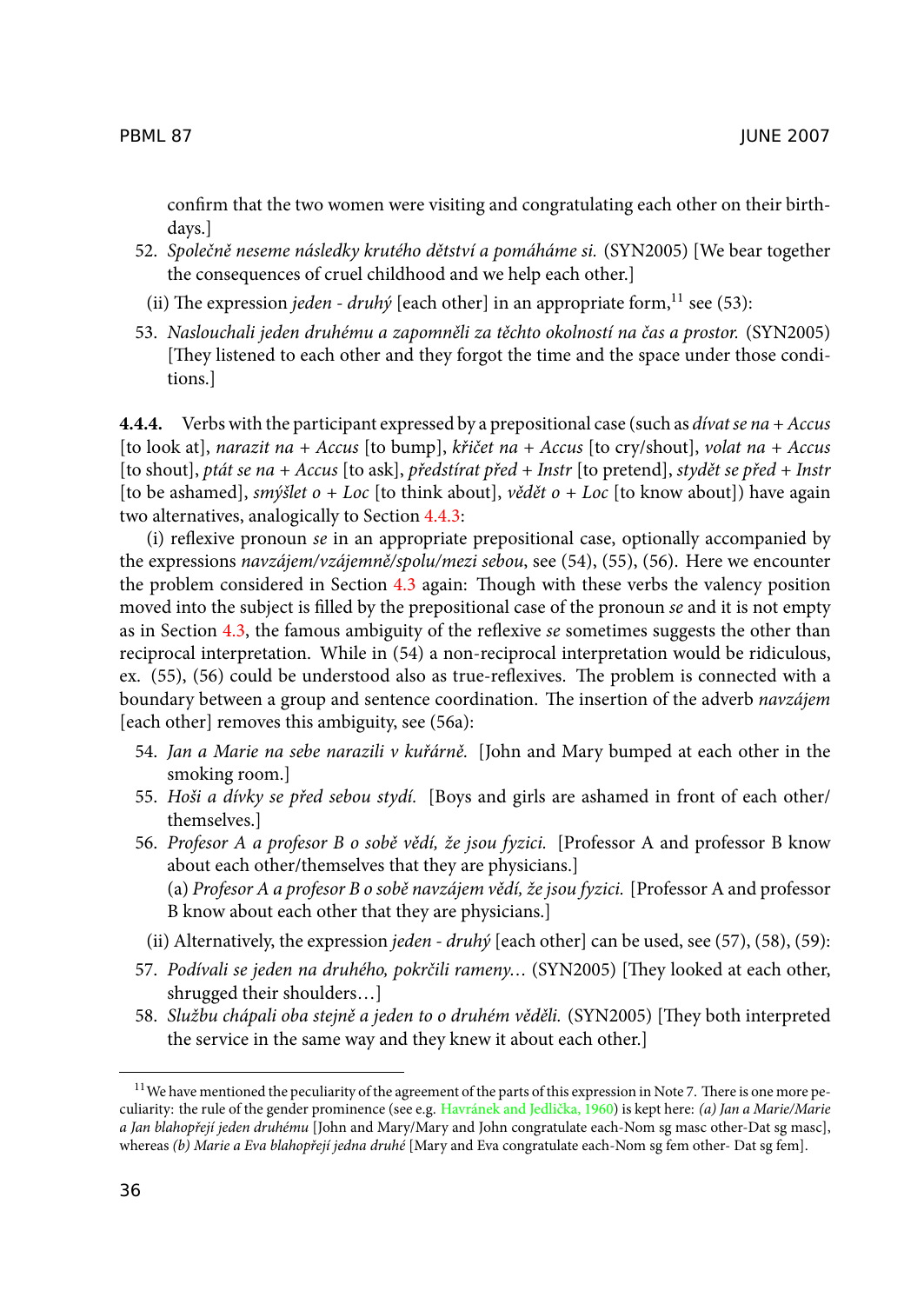confirm that the two women were visiting and congratulating each other on their birthdays.]

52. *Společně neseme následky krutého dětství a pomáháme si.* (SYN2005) [We bear together the consequences of cruel childhood and we help each other.]

(ii) The expression *jeden - druhý* [each other] in an appropriate form,[11] see (53):

53. *Naslouchali jeden druhému a zapomněli za těchto okolností na čas a prostor.* (SYN2005) [They listened to each other and they forgot the time and the space under those conditions.]

**4.4.4.** Verbs with the participant expressed by a prepositional case (such as *dívat se na + Accus* [to look at], *narazit na + Accus* [to bump], *křičet na + Accus* [to cry/shout], *volat na + Accus* [to shout], *ptát se na + Accus* [to ask], *předstírat před + Instr* [to pretend], *stydět se před + Instr* [to be ashamed], *smýšlet o + Loc* [to think about], *vědět o + Loc* [to know about]) have again two alternatives, analogically to Section 4.4.3:

(i) reflexive pronoun *se* in an appropriate prepositional case, optionally accompanied by the expressions *navzájem/vzájemně/spolu/mezi sebou*, see (54), (55), (56). Here we encounter the problem considered in Section 4.3 again: Though with these verbs the valency position moved into the subject is filled by the prepositional case of the pronoun *se* and it is not empty as in Section 4.3, the famous ambiguity of the reflexive *se* sometimes suggests the other than reciprocal interpretation. While in (54) a non-reciprocal interpretation would be ridiculous, ex. (55), (56) could be understood also as true-reflexives. The problem is connected with a boundary between a group and sentence coordination. The insertion of the adverb *navzájem* [each other] removes this ambiguity, see (56a):

54. *Jan a Marie na sebe narazili v kuřárně.* [John and Mary bumped at each other in the smoking room.]
55. *Hoši a dívky se před sebou stydí.* [Boys and girls are ashamed in front of each other/ themselves.]
56. *Profesor A a profesor B o sobě vědí, že jsou fyzici.* [Professor A and professor B know about each other/themselves that they are physicians.]
(a) *Profesor A a profesor B o sobě navzájem vědí, že jsou fyzici.* [Professor A and professor B know about each other that they are physicians.]

(ii) Alternatively, the expression *jeden - druhý* [each other] can be used, see (57), (58), (59):

57. *Podívali se jeden na druhého, pokrčili rameny…* (SYN2005) [They looked at each other, shrugged their shoulders…]
58. *Službu chápali oba stejně a jeden to o druhém věděli.* (SYN2005) [They both interpreted the service in the same way and they knew it about each other.]

[11] We have mentioned the peculiarity of the agreement of the parts of this expression in Note 7. There is one more peculiarity: the rule of the gender prominence (see e.g. Havránek and Jedlička, 1960) is kept here: *(a) Jan a Marie/Marie a Jan blahopřejí jeden druhému* [John and Mary/Mary and John congratulate each-Nom sg masc other-Dat sg masc], whereas *(b) Marie a Eva blahopřejí jedna druhé* [Mary and Eva congratulate each-Nom sg fem other- Dat sg fem].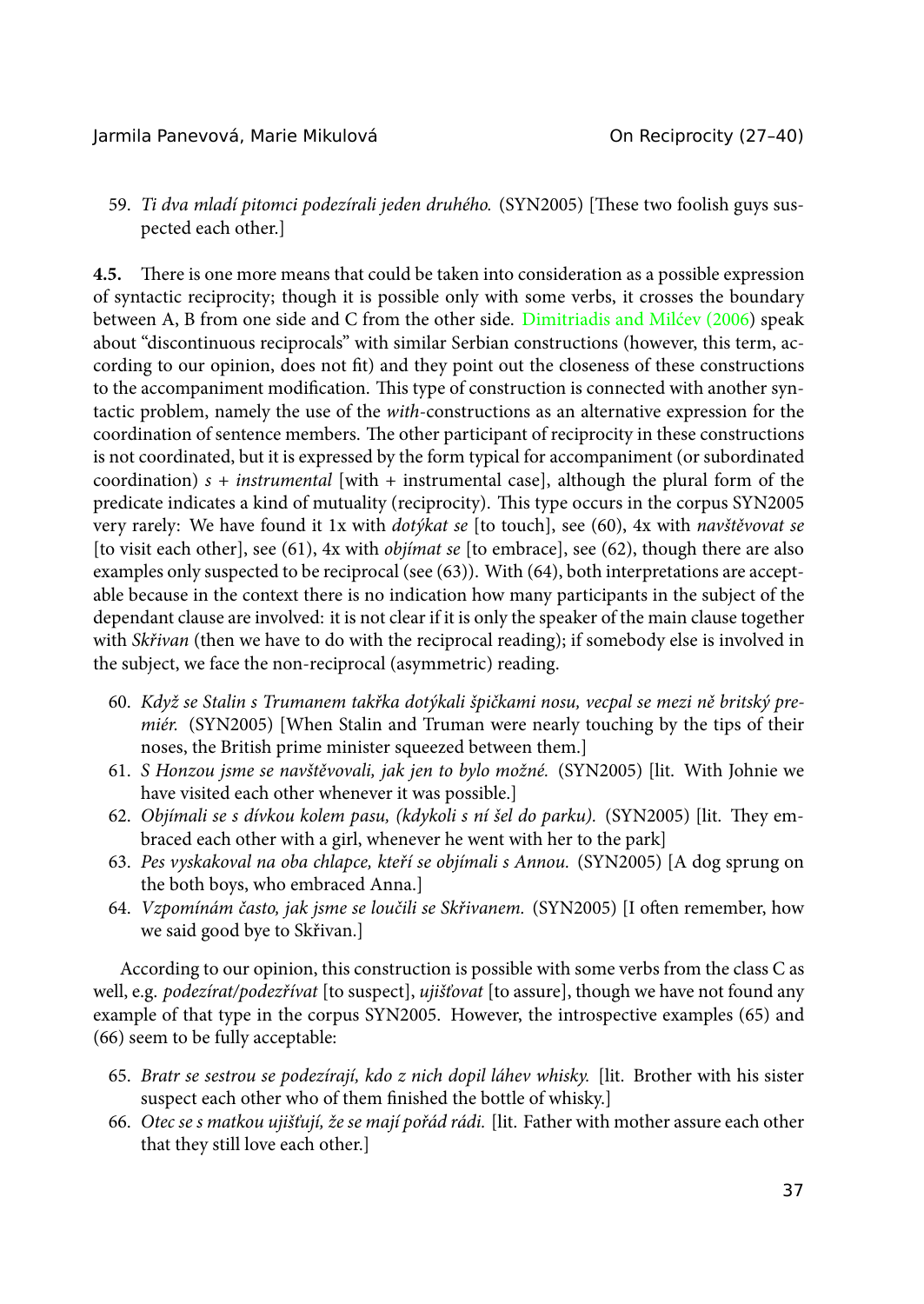59. *Ti dva mladí pitomci podezírali jeden druhého.* (SYN2005) [These two foolish guys suspected each other.]

**4.5.** There is one more means that could be taken into consideration as a possible expression of syntactic reciprocity; though it is possible only with some verbs, it crosses the boundary between A, B from one side and C from the other side. Dimitriadis and Milćev (2006) speak about "discontinuous reciprocals" with similar Serbian constructions (however, this term, according to our opinion, does not fit) and they point out the closeness of these constructions to the accompaniment modification. This type of construction is connected with another syntactic problem, namely the use of the *with*-constructions as an alternative expression for the coordination of sentence members. The other participant of reciprocity in these constructions is not coordinated, but it is expressed by the form typical for accompaniment (or subordinated coordination) *s + instrumental* [with + instrumental case], although the plural form of the predicate indicates a kind of mutuality (reciprocity). This type occurs in the corpus SYN2005 very rarely: We have found it 1x with *dotýkat se* [to touch], see (60), 4x with *navštěvovat se* [to visit each other], see (61), 4x with *objímat se* [to embrace], see (62), though there are also examples only suspected to be reciprocal (see (63)). With (64), both interpretations are acceptable because in the context there is no indication how many participants in the subject of the dependant clause are involved: it is not clear if it is only the speaker of the main clause together with *Skřivan* (then we have to do with the reciprocal reading); if somebody else is involved in the subject, we face the non-reciprocal (asymmetric) reading.

60. *Když se Stalin s Trumanem takřka dotýkali špičkami nosu, vecpal se mezi ně britský premiér.* (SYN2005) [When Stalin and Truman were nearly touching by the tips of their noses, the British prime minister squeezed between them.]
61. *S Honzou jsme se navštěvovali, jak jen to bylo možné.* (SYN2005) [lit. With Johnie we have visited each other whenever it was possible.]
62. *Objímali se s dívkou kolem pasu, (kdykoli s ní šel do parku).* (SYN2005) [lit. They embraced each other with a girl, whenever he went with her to the park]
63. *Pes vyskakoval na oba chlapce, kteří se objímali s Annou.* (SYN2005) [A dog sprung on the both boys, who embraced Anna.]
64. *Vzpomínám často, jak jsme se loučili se Skřivanem.* (SYN2005) [I often remember, how we said good bye to Skřivan.]

According to our opinion, this construction is possible with some verbs from the class C as well, e.g. *podezírat/podezřívat* [to suspect], *ujišťovat* [to assure], though we have not found any example of that type in the corpus SYN2005. However, the introspective examples (65) and (66) seem to be fully acceptable:

65. *Bratr se sestrou se podezírají, kdo z nich dopil láhev whisky.* [lit. Brother with his sister suspect each other who of them finished the bottle of whisky.]
66. *Otec se s matkou ujišťují, že se mají pořád rádi.* [lit. Father with mother assure each other that they still love each other.]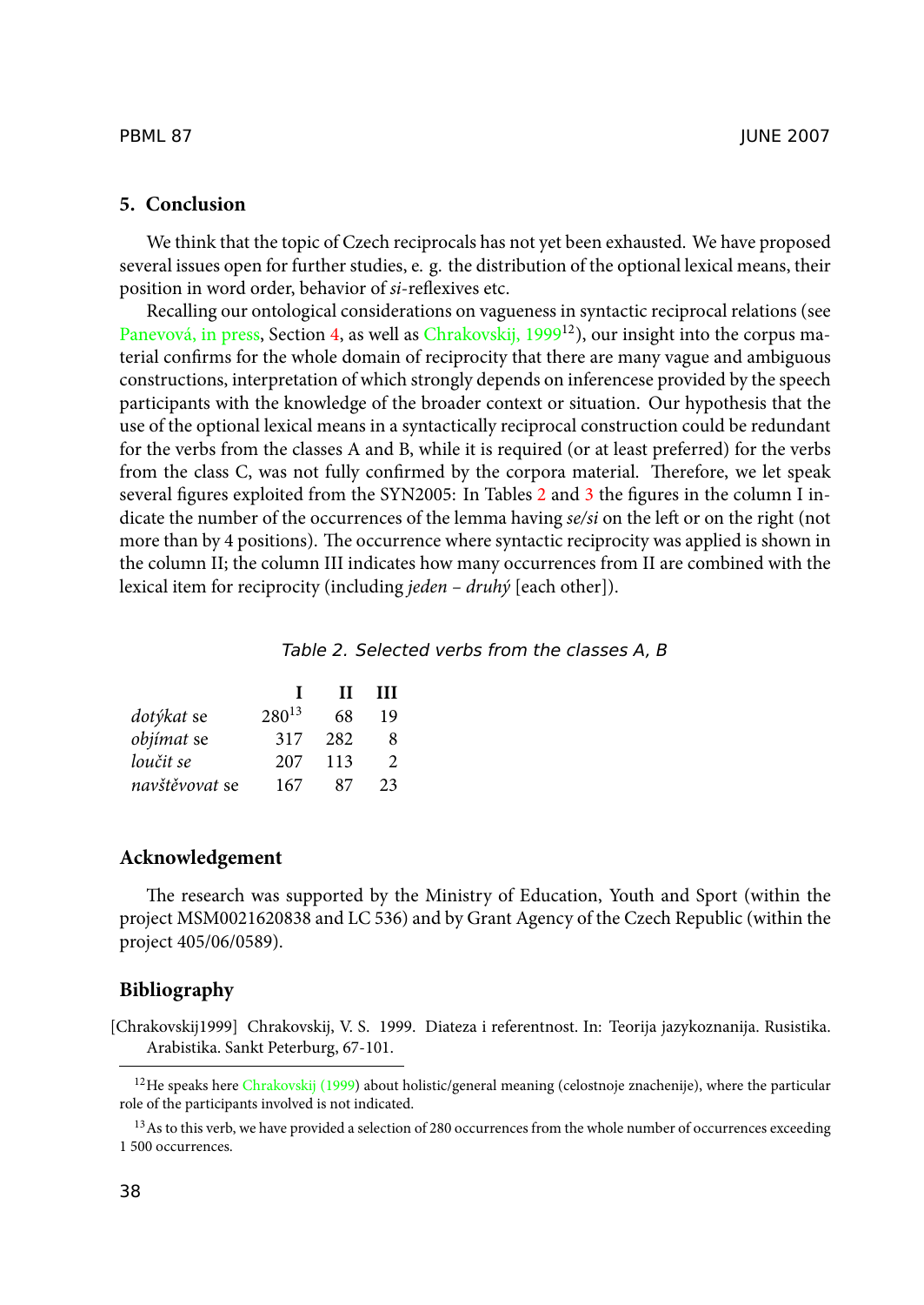## 5. Conclusion

We think that the topic of Czech reciprocals has not yet been exhausted. We have proposed several issues open for further studies, e. g. the distribution of the optional lexical means, their position in word order, behavior of *si*-reflexives etc.

Recalling our ontological considerations on vagueness in syntactic reciprocal relations (see Panevová, in press, Section 4, as well as Chrakovskij, 1999[12]), our insight into the corpus material confirms for the whole domain of reciprocity that there are many vague and ambiguous constructions, interpretation of which strongly depends on inferencese provided by the speech participants with the knowledge of the broader context or situation. Our hypothesis that the use of the optional lexical means in a syntactically reciprocal construction could be redundant for the verbs from the classes A and B, while it is required (or at least preferred) for the verbs from the class C, was not fully confirmed by the corpora material. Therefore, we let speak several figures exploited from the SYN2005: In Tables 2 and 3 the figures in the column I indicate the number of the occurrences of the lemma having *se/si* on the left or on the right (not more than by 4 positions). The occurrence where syntactic reciprocity was applied is shown in the column II; the column III indicates how many occurrences from II are combined with the lexical item for reciprocity (including *jeden – druhý* [each other]).

*Table 2. Selected verbs from the classes A, B*

| | **I** | **II** | **III** |
|---|---|---|---|
| *dotýkat* se | 280[13] | 68 | 19 |
| *objímat* se | 317 | 282 | 8 |
| *loučit se* | 207 | 113 | 2 |
| *navštěvovat* se | 167 | 87 | 23 |

## Acknowledgement

The research was supported by the Ministry of Education, Youth and Sport (within the project MSM0021620838 and LC 536) and by Grant Agency of the Czech Republic (within the project 405/06/0589).

## Bibliography

[Chrakovskij1999] Chrakovskij, V. S. 1999. Diateza i referentnost. In: Teorija jazykoznanija. Rusistika. Arabistika. Sankt Peterburg, 67-101.

---

[12] He speaks here Chrakovskij (1999) about holistic/general meaning (celostnoje znachenije), where the particular role of the participants involved is not indicated.

[13] As to this verb, we have provided a selection of 280 occurrences from the whole number of occurrences exceeding 1 500 occurrences.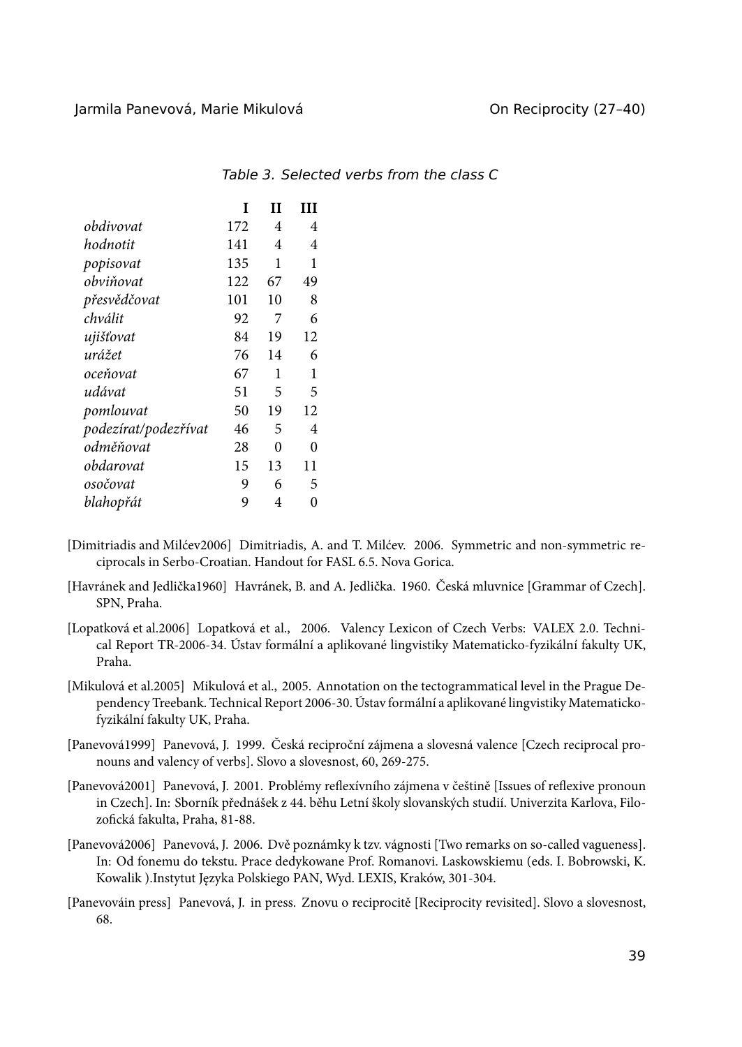*Table 3. Selected verbs from the class C*

| | I | II | III |
|---|---|---|---|
| *obdivovat* | 172 | 4 | 4 |
| *hodnotit* | 141 | 4 | 4 |
| *popisovat* | 135 | 1 | 1 |
| *obviňovat* | 122 | 67 | 49 |
| *přesvědčovat* | 101 | 10 | 8 |
| *chválit* | 92 | 7 | 6 |
| *ujišťovat* | 84 | 19 | 12 |
| *urážet* | 76 | 14 | 6 |
| *oceňovat* | 67 | 1 | 1 |
| *udávat* | 51 | 5 | 5 |
| *pomlouvat* | 50 | 19 | 12 |
| *podezírat/podezřívat* | 46 | 5 | 4 |
| *odměňovat* | 28 | 0 | 0 |
| *obdarovat* | 15 | 13 | 11 |
| *osočovat* | 9 | 6 | 5 |
| *blahopřát* | 9 | 4 | 0 |

[Dimitriadis and Milćev2006] Dimitriadis, A. and T. Milćev. 2006. Symmetric and non-symmetric reciprocals in Serbo-Croatian. Handout for FASL 6.5. Nova Gorica.

[Havránek and Jedlička1960] Havránek, B. and A. Jedlička. 1960. Česká mluvnice [Grammar of Czech]. SPN, Praha.

[Lopatková et al.2006] Lopatková et al., 2006. Valency Lexicon of Czech Verbs: VALEX 2.0. Technical Report TR-2006-34. Ústav formální a aplikované lingvistiky Matematicko-fyzikální fakulty UK, Praha.

[Mikulová et al.2005] Mikulová et al., 2005. Annotation on the tectogrammatical level in the Prague Dependency Treebank. Technical Report 2006-30. Ústav formální a aplikované lingvistiky Matematicko-fyzikální fakulty UK, Praha.

[Panevová1999] Panevová, J. 1999. Česká reciproční zájmena a slovesná valence [Czech reciprocal pronouns and valency of verbs]. Slovo a slovesnost, 60, 269-275.

[Panevová2001] Panevová, J. 2001. Problémy reflexívního zájmena v češtině [Issues of reflexive pronoun in Czech]. In: Sborník přednášek z 44. běhu Letní školy slovanských studií. Univerzita Karlova, Filozofická fakulta, Praha, 81-88.

[Panevová2006] Panevová, J. 2006. Dvě poznámky k tzv. vágnosti [Two remarks on so-called vagueness]. In: Od fonemu do tekstu. Prace dedykowane Prof. Romanovi. Laskowskiemu (eds. I. Bobrowski, K. Kowalik ).Instytut Języka Polskiego PAN, Wyd. LEXIS, Kraków, 301-304.

[Panevováin press] Panevová, J. in press. Znovu o reciprocitě [Reciprocity revisited]. Slovo a slovesnost, 68.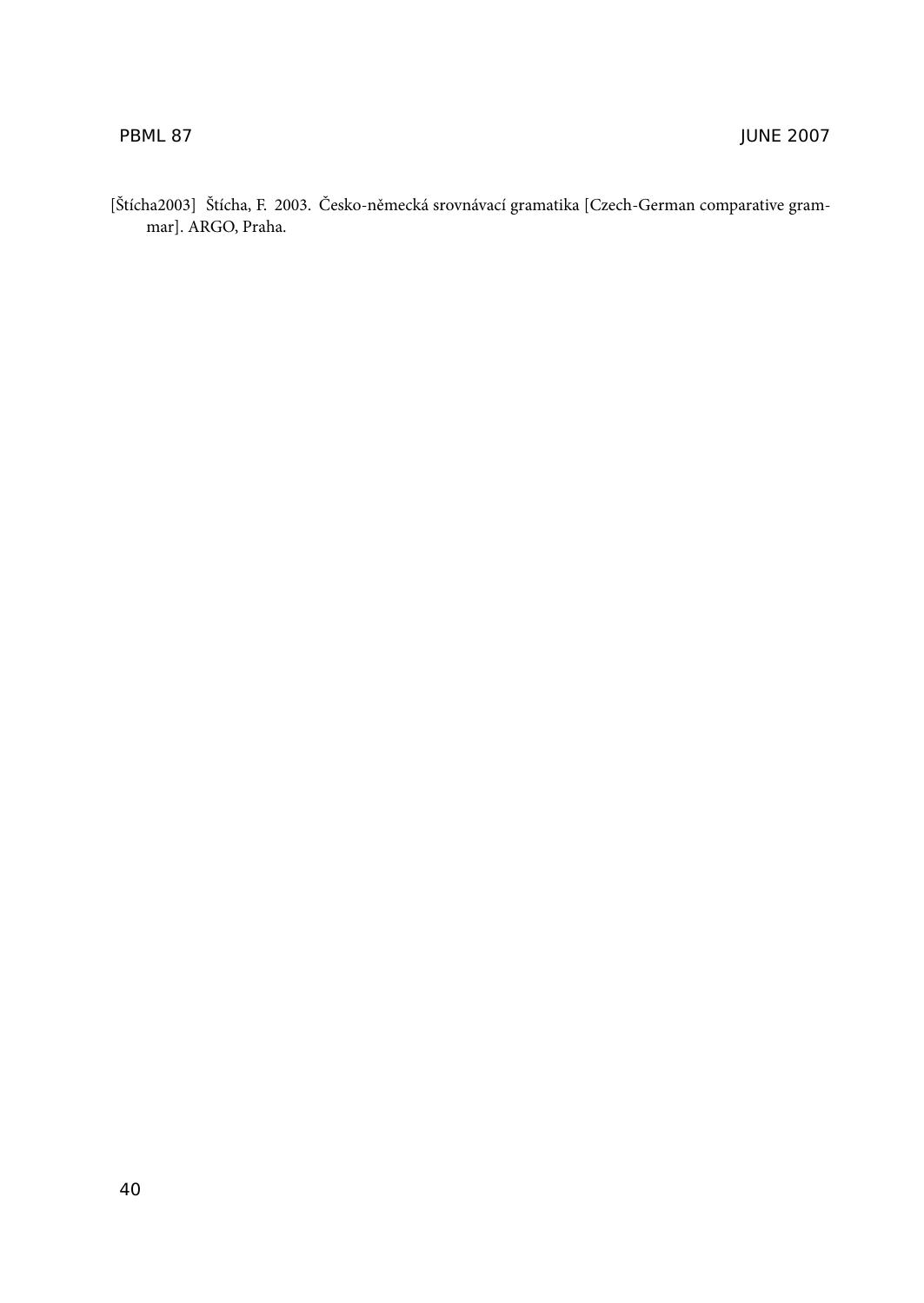[Štícha2003] Štícha, F. 2003. Česko-německá srovnávací gramatika [Czech-German comparative grammar]. ARGO, Praha.